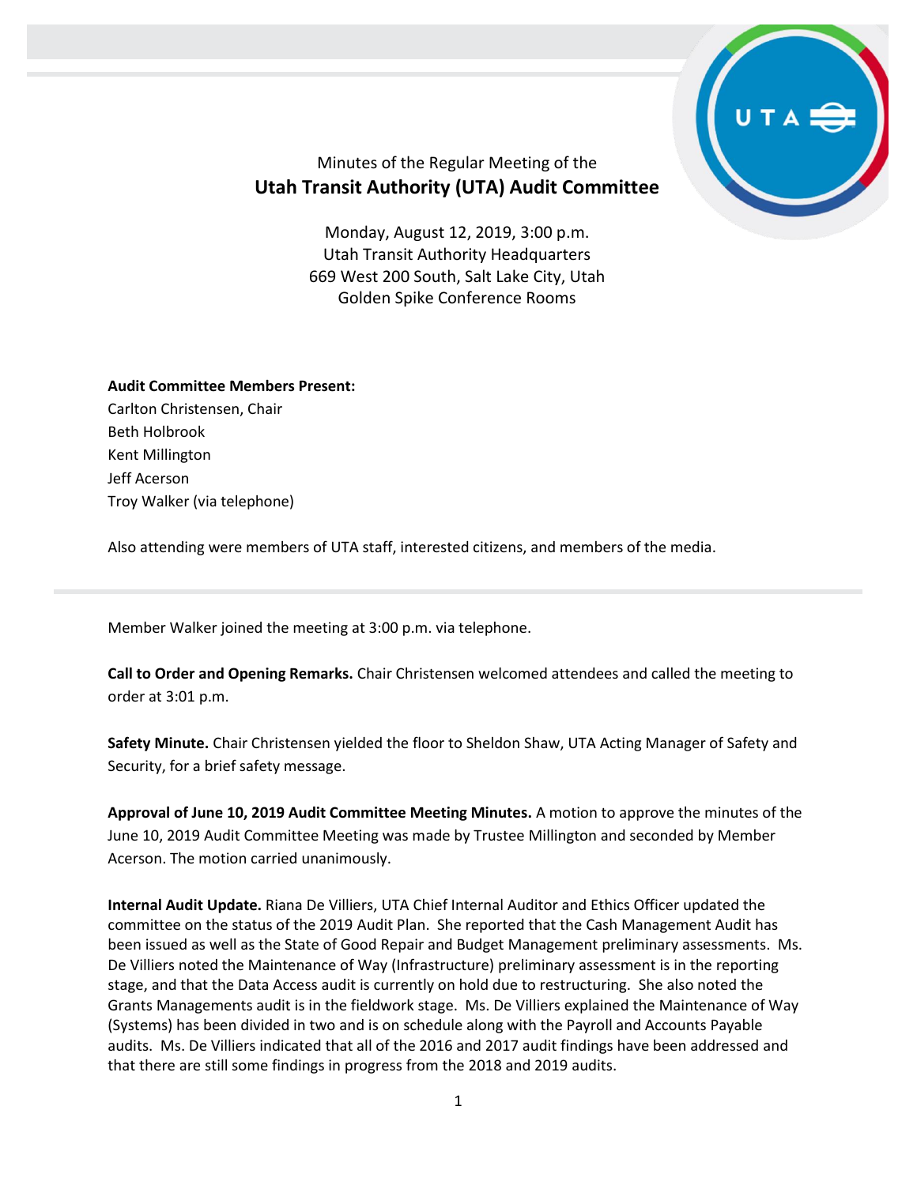Minutes of the Regular Meeting of the

# Utah Transit Authority (UTA) Audit Committee

Monday, August 12, 2019, 3:00 p.m.
Utah Transit Authority Headquarters
669 West 200 South, Salt Lake City, Utah
Golden Spike Conference Rooms

**Audit Committee Members Present:**
Carlton Christensen, Chair
Beth Holbrook
Kent Millington
Jeff Acerson
Troy Walker (via telephone)

Also attending were members of UTA staff, interested citizens, and members of the media.

---

Member Walker joined the meeting at 3:00 p.m. via telephone.

**Call to Order and Opening Remarks.** Chair Christensen welcomed attendees and called the meeting to order at 3:01 p.m.

**Safety Minute.** Chair Christensen yielded the floor to Sheldon Shaw, UTA Acting Manager of Safety and Security, for a brief safety message.

**Approval of June 10, 2019 Audit Committee Meeting Minutes.** A motion to approve the minutes of the June 10, 2019 Audit Committee Meeting was made by Trustee Millington and seconded by Member Acerson. The motion carried unanimously.

**Internal Audit Update.** Riana De Villiers, UTA Chief Internal Auditor and Ethics Officer updated the committee on the status of the 2019 Audit Plan. She reported that the Cash Management Audit has been issued as well as the State of Good Repair and Budget Management preliminary assessments. Ms. De Villiers noted the Maintenance of Way (Infrastructure) preliminary assessment is in the reporting stage, and that the Data Access audit is currently on hold due to restructuring. She also noted the Grants Managements audit is in the fieldwork stage. Ms. De Villiers explained the Maintenance of Way (Systems) has been divided in two and is on schedule along with the Payroll and Accounts Payable audits. Ms. De Villiers indicated that all of the 2016 and 2017 audit findings have been addressed and that there are still some findings in progress from the 2018 and 2019 audits.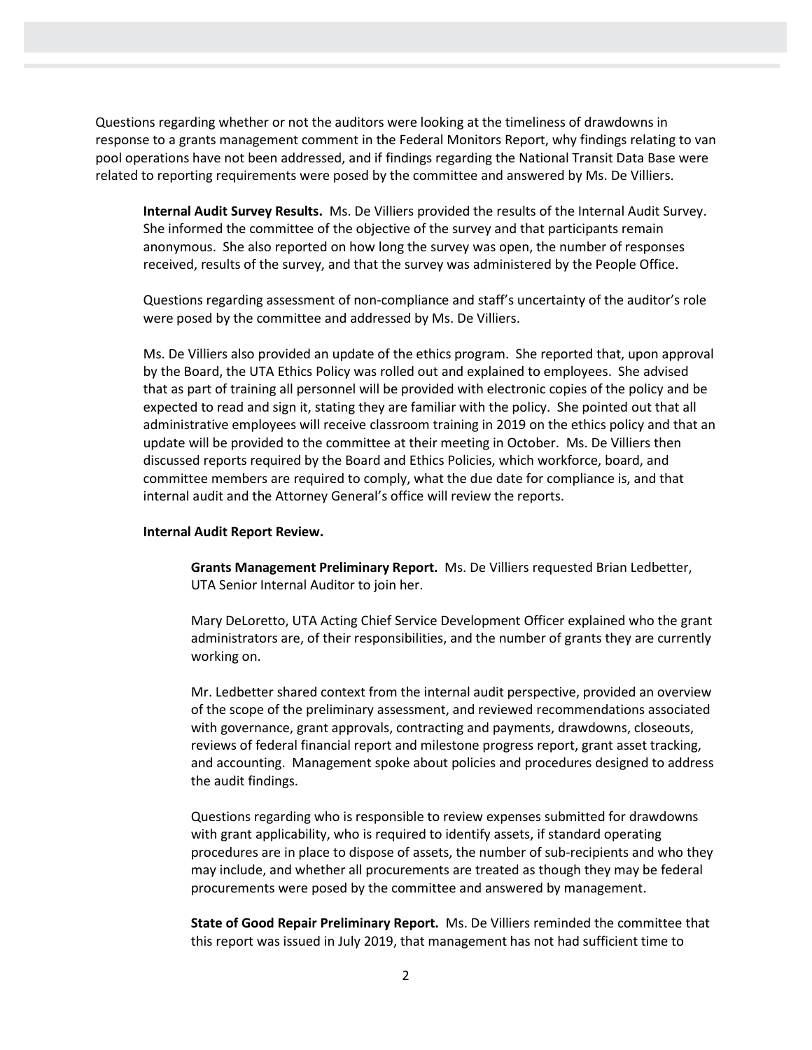Questions regarding whether or not the auditors were looking at the timeliness of drawdowns in response to a grants management comment in the Federal Monitors Report, why findings relating to van pool operations have not been addressed, and if findings regarding the National Transit Data Base were related to reporting requirements were posed by the committee and answered by Ms. De Villiers.

**Internal Audit Survey Results.** Ms. De Villiers provided the results of the Internal Audit Survey. She informed the committee of the objective of the survey and that participants remain anonymous. She also reported on how long the survey was open, the number of responses received, results of the survey, and that the survey was administered by the People Office.

Questions regarding assessment of non-compliance and staff's uncertainty of the auditor's role were posed by the committee and addressed by Ms. De Villiers.

Ms. De Villiers also provided an update of the ethics program. She reported that, upon approval by the Board, the UTA Ethics Policy was rolled out and explained to employees. She advised that as part of training all personnel will be provided with electronic copies of the policy and be expected to read and sign it, stating they are familiar with the policy. She pointed out that all administrative employees will receive classroom training in 2019 on the ethics policy and that an update will be provided to the committee at their meeting in October. Ms. De Villiers then discussed reports required by the Board and Ethics Policies, which workforce, board, and committee members are required to comply, what the due date for compliance is, and that internal audit and the Attorney General's office will review the reports.

**Internal Audit Report Review.**

**Grants Management Preliminary Report.** Ms. De Villiers requested Brian Ledbetter, UTA Senior Internal Auditor to join her.

Mary DeLoretto, UTA Acting Chief Service Development Officer explained who the grant administrators are, of their responsibilities, and the number of grants they are currently working on.

Mr. Ledbetter shared context from the internal audit perspective, provided an overview of the scope of the preliminary assessment, and reviewed recommendations associated with governance, grant approvals, contracting and payments, drawdowns, closeouts, reviews of federal financial report and milestone progress report, grant asset tracking, and accounting. Management spoke about policies and procedures designed to address the audit findings.

Questions regarding who is responsible to review expenses submitted for drawdowns with grant applicability, who is required to identify assets, if standard operating procedures are in place to dispose of assets, the number of sub-recipients and who they may include, and whether all procurements are treated as though they may be federal procurements were posed by the committee and answered by management.

**State of Good Repair Preliminary Report.** Ms. De Villiers reminded the committee that this report was issued in July 2019, that management has not had sufficient time to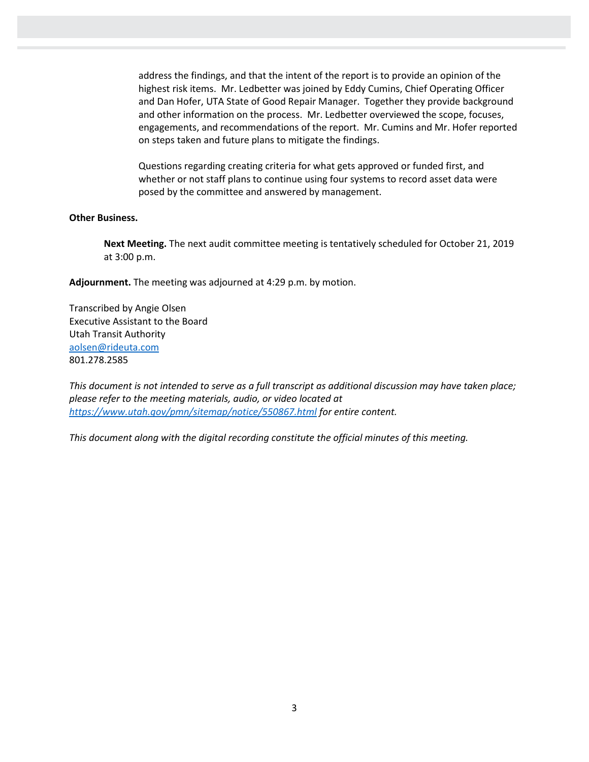address the findings, and that the intent of the report is to provide an opinion of the highest risk items. Mr. Ledbetter was joined by Eddy Cumins, Chief Operating Officer and Dan Hofer, UTA State of Good Repair Manager. Together they provide background and other information on the process. Mr. Ledbetter overviewed the scope, focuses, engagements, and recommendations of the report. Mr. Cumins and Mr. Hofer reported on steps taken and future plans to mitigate the findings.

Questions regarding creating criteria for what gets approved or funded first, and whether or not staff plans to continue using four systems to record asset data were posed by the committee and answered by management.

**Other Business.**

**Next Meeting.** The next audit committee meeting is tentatively scheduled for October 21, 2019 at 3:00 p.m.

**Adjournment.** The meeting was adjourned at 4:29 p.m. by motion.

Transcribed by Angie Olsen
Executive Assistant to the Board
Utah Transit Authority
[aolsen@rideuta.com](mailto:aolsen@rideuta.com)
801.278.2585

*This document is not intended to serve as a full transcript as additional discussion may have taken place; please refer to the meeting materials, audio, or video located at [https://www.utah.gov/pmn/sitemap/notice/550867.html](https://www.utah.gov/pmn/sitemap/notice/550867.html) for entire content.*

*This document along with the digital recording constitute the official minutes of this meeting.*